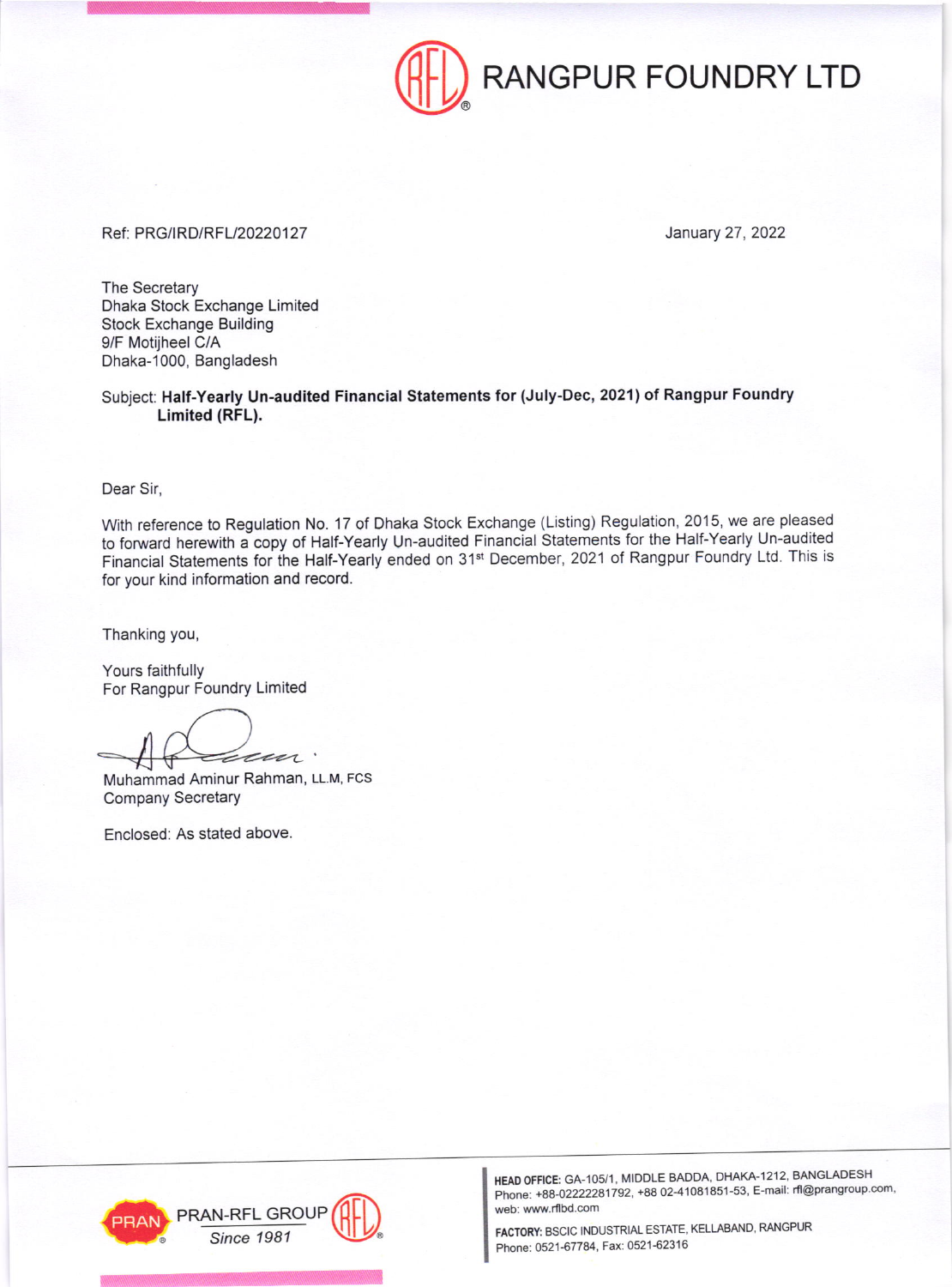# RANGPUR FOUNDRY LTD

Ref: PRG/IRD/RFL/20220127

January 27, 2022

The Secretary
Dhaka Stock Exchange Limited
Stock Exchange Building
9/F Motijheel C/A
Dhaka-1000, Bangladesh

Subject: **Half-Yearly Un-audited Financial Statements for (July-Dec, 2021) of Rangpur Foundry Limited (RFL).**

Dear Sir,

With reference to Regulation No. 17 of Dhaka Stock Exchange (Listing) Regulation, 2015, we are pleased to forward herewith a copy of Half-Yearly Un-audited Financial Statements for the Half-Yearly Un-audited Financial Statements for the Half-Yearly ended on 31st December, 2021 of Rangpur Foundry Ltd. This is for your kind information and record.

Thanking you,

Yours faithfully
For Rangpur Foundry Limited

Muhammad Aminur Rahman, LL.M, FCS
Company Secretary

Enclosed: As stated above.

PRAN-RFL GROUP
*Since 1981*

**HEAD OFFICE:** GA-105/1, MIDDLE BADDA, DHAKA-1212, BANGLADESH
Phone: +88-02222281792, +88 02-41081851-53, E-mail: rfl@prangroup.com, web: www.rflbd.com

**FACTORY:** BSCIC INDUSTRIAL ESTATE, KELLABAND, RANGPUR
Phone: 0521-67784, Fax: 0521-62316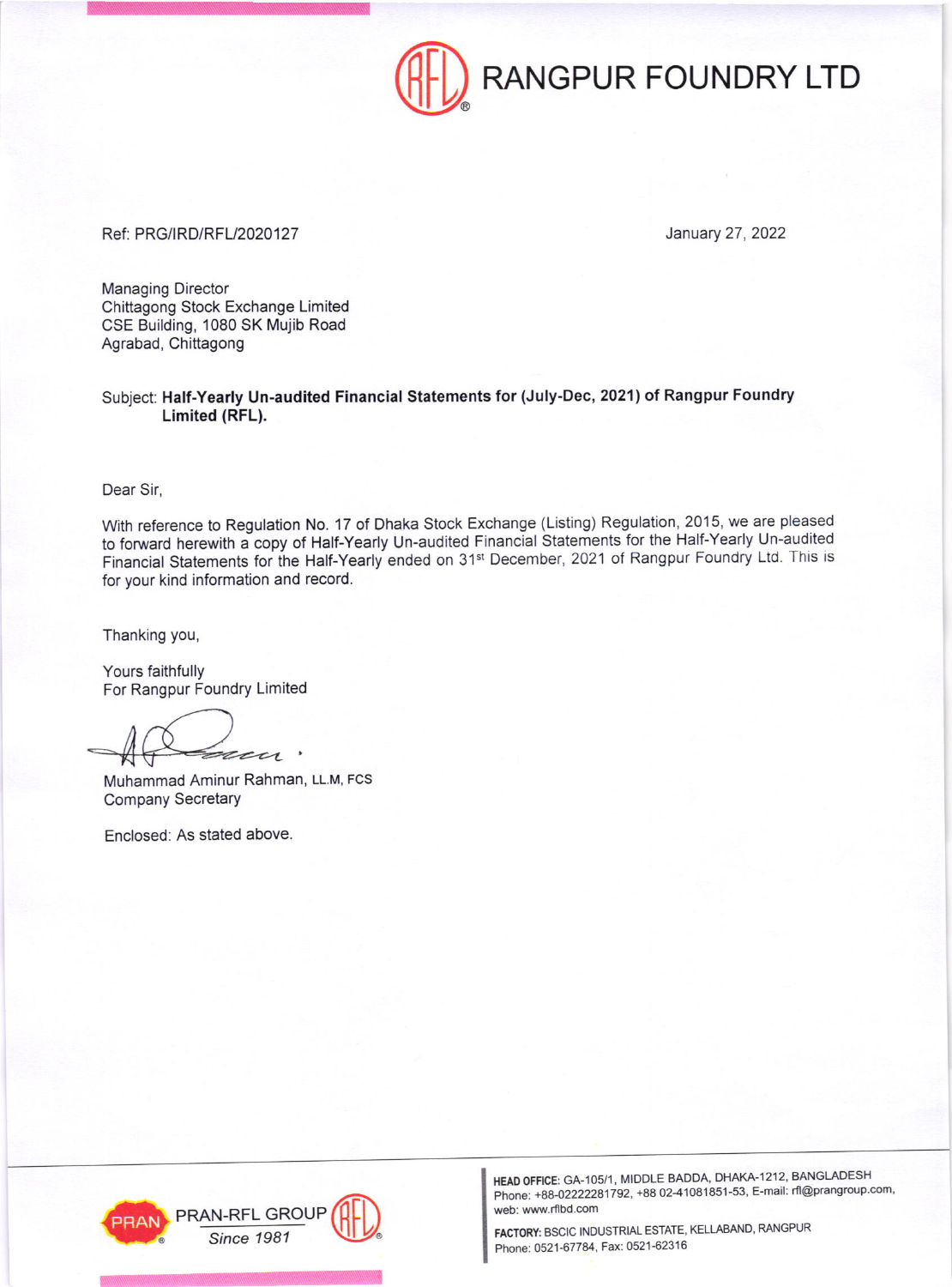# RANGPUR FOUNDRY LTD

Ref: PRG/IRD/RFL/2020127

January 27, 2022

Managing Director
Chittagong Stock Exchange Limited
CSE Building, 1080 SK Mujib Road
Agrabad, Chittagong

Subject: **Half-Yearly Un-audited Financial Statements for (July-Dec, 2021) of Rangpur Foundry Limited (RFL).**

Dear Sir,

With reference to Regulation No. 17 of Dhaka Stock Exchange (Listing) Regulation, 2015, we are pleased to forward herewith a copy of Half-Yearly Un-audited Financial Statements for the Half-Yearly Un-audited Financial Statements for the Half-Yearly ended on 31st December, 2021 of Rangpur Foundry Ltd. This is for your kind information and record.

Thanking you,

Yours faithfully
For Rangpur Foundry Limited

Muhammad Aminur Rahman, LL.M, FCS
Company Secretary

Enclosed: As stated above.

PRAN-RFL GROUP
*Since 1981*

**HEAD OFFICE:** GA-105/1, MIDDLE BADDA, DHAKA-1212, BANGLADESH
Phone: +88-02222281792, +88 02-41081851-53, E-mail: rfl@prangroup.com, web: www.rflbd.com

**FACTORY:** BSCIC INDUSTRIAL ESTATE, KELLABAND, RANGPUR
Phone: 0521-67784, Fax: 0521-62316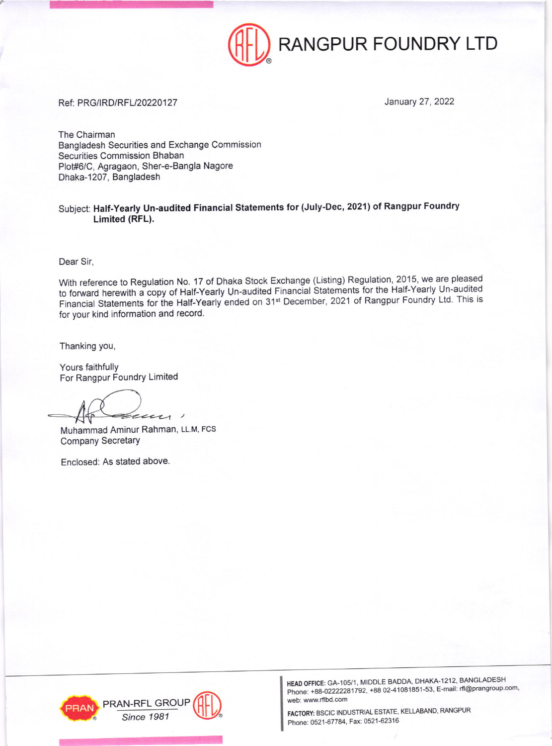# RANGPUR FOUNDRY LTD

Ref: PRG/IRD/RFL/20220127

January 27, 2022

The Chairman
Bangladesh Securities and Exchange Commission
Securities Commission Bhaban
Plot#6/C, Agragaon, Sher-e-Bangla Nagore
Dhaka-1207, Bangladesh

Subject: **Half-Yearly Un-audited Financial Statements for (July-Dec, 2021) of Rangpur Foundry Limited (RFL).**

Dear Sir,

With reference to Regulation No. 17 of Dhaka Stock Exchange (Listing) Regulation, 2015, we are pleased to forward herewith a copy of Half-Yearly Un-audited Financial Statements for the Half-Yearly Un-audited Financial Statements for the Half-Yearly ended on 31st December, 2021 of Rangpur Foundry Ltd. This is for your kind information and record.

Thanking you,

Yours faithfully
For Rangpur Foundry Limited

Muhammad Aminur Rahman, LL.M, FCS
Company Secretary

Enclosed: As stated above.

PRAN-RFL GROUP
*Since 1981*

**HEAD OFFICE:** GA-105/1, MIDDLE BADDA, DHAKA-1212, BANGLADESH
Phone: +88-02222281792, +88 02-41081851-53, E-mail: rfl@prangroup.com,
web: www.rflbd.com

**FACTORY:** BSCIC INDUSTRIAL ESTATE, KELLABAND, RANGPUR
Phone: 0521-67784, Fax: 0521-62316